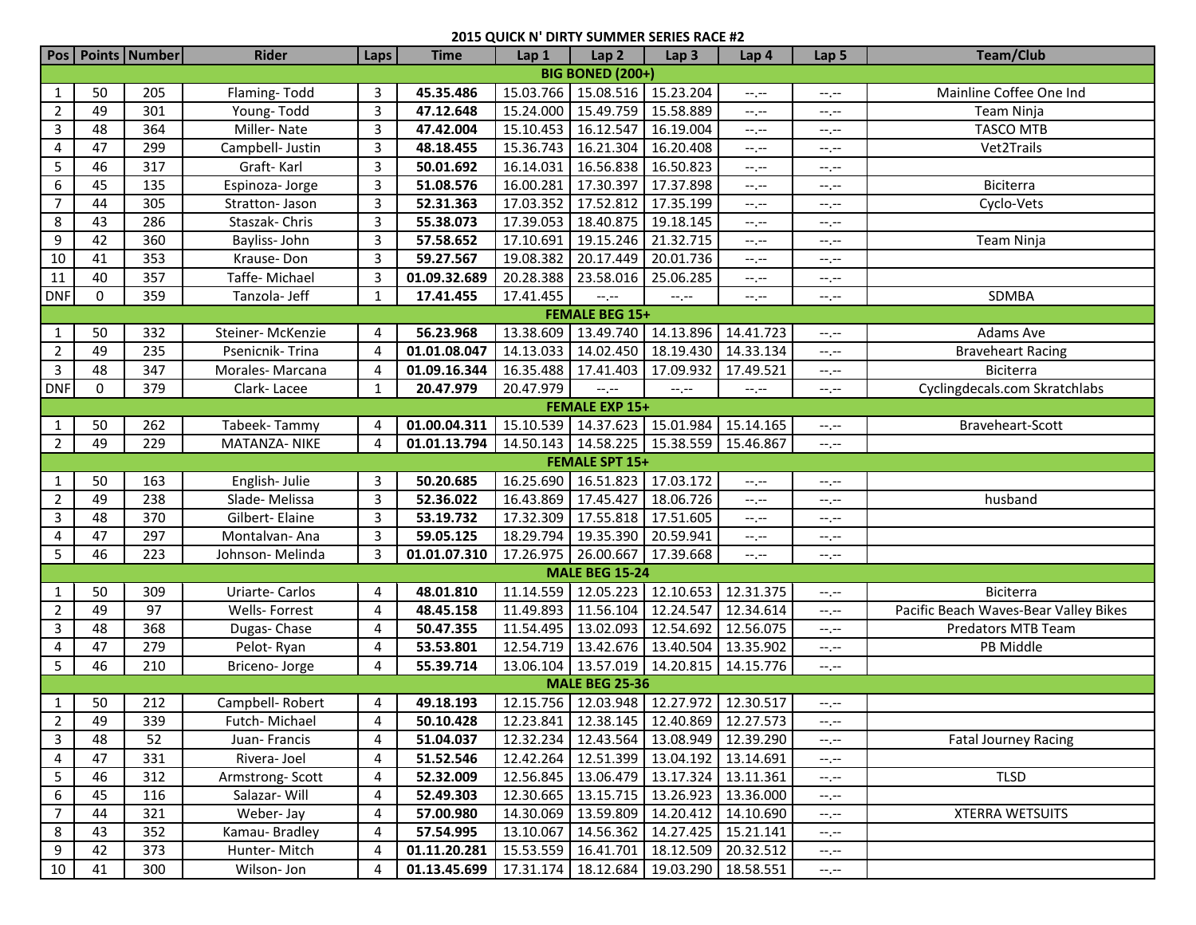## 2015 QUICK N' DIRTY SUMMER SERIES RACE #2

| Pos | Points | Number | Rider | Laps | Time | Lap 1 | Lap 2 | Lap 3 | Lap 4 | Lap 5 | Team/Club |
|---|---|---|---|---|---|---|---|---|---|---|---|
| **BIG BONED (200+)** | | | | | | | | | | | |
| 1 | 50 | 205 | Flaming- Todd | 3 | **45.35.486** | 15.03.766 | 15.08.516 | 15.23.204 | --.-- | --.-- | Mainline Coffee One Ind |
| 2 | 49 | 301 | Young- Todd | 3 | **47.12.648** | 15.24.000 | 15.49.759 | 15.58.889 | --.-- | --.-- | Team Ninja |
| 3 | 48 | 364 | Miller- Nate | 3 | **47.42.004** | 15.10.453 | 16.12.547 | 16.19.004 | --.-- | --.-- | TASCO MTB |
| 4 | 47 | 299 | Campbell- Justin | 3 | **48.18.455** | 15.36.743 | 16.21.304 | 16.20.408 | --.-- | --.-- | Vet2Trails |
| 5 | 46 | 317 | Graft- Karl | 3 | **50.01.692** | 16.14.031 | 16.56.838 | 16.50.823 | --.-- | --.-- | |
| 6 | 45 | 135 | Espinoza- Jorge | 3 | **51.08.576** | 16.00.281 | 17.30.397 | 17.37.898 | --.-- | --.-- | Biciterra |
| 7 | 44 | 305 | Stratton- Jason | 3 | **52.31.363** | 17.03.352 | 17.52.812 | 17.35.199 | --.-- | --.-- | Cyclo-Vets |
| 8 | 43 | 286 | Staszak- Chris | 3 | **55.38.073** | 17.39.053 | 18.40.875 | 19.18.145 | --.-- | --.-- | |
| 9 | 42 | 360 | Bayliss- John | 3 | **57.58.652** | 17.10.691 | 19.15.246 | 21.32.715 | --.-- | --.-- | Team Ninja |
| 10 | 41 | 353 | Krause- Don | 3 | **59.27.567** | 19.08.382 | 20.17.449 | 20.01.736 | --.-- | --.-- | |
| 11 | 40 | 357 | Taffe- Michael | 3 | **01.09.32.689** | 20.28.388 | 23.58.016 | 25.06.285 | --.-- | --.-- | |
| DNF | 0 | 359 | Tanzola- Jeff | 1 | **17.41.455** | 17.41.455 | --.-- | --.-- | --.-- | --.-- | SDMBA |
| **FEMALE BEG 15+** | | | | | | | | | | | |
| 1 | 50 | 332 | Steiner- McKenzie | 4 | **56.23.968** | 13.38.609 | 13.49.740 | 14.13.896 | 14.41.723 | --.-- | Adams Ave |
| 2 | 49 | 235 | Psenicnik- Trina | 4 | **01.01.08.047** | 14.13.033 | 14.02.450 | 18.19.430 | 14.33.134 | --.-- | Braveheart Racing |
| 3 | 48 | 347 | Morales- Marcana | 4 | **01.09.16.344** | 16.35.488 | 17.41.403 | 17.09.932 | 17.49.521 | --.-- | Biciterra |
| DNF | 0 | 379 | Clark- Lacee | 1 | **20.47.979** | 20.47.979 | --.-- | --.-- | --.-- | --.-- | Cyclingdecals.com Skratchlabs |
| **FEMALE EXP 15+** | | | | | | | | | | | |
| 1 | 50 | 262 | Tabeek- Tammy | 4 | **01.00.04.311** | 15.10.539 | 14.37.623 | 15.01.984 | 15.14.165 | --.-- | Braveheart-Scott |
| 2 | 49 | 229 | MATANZA- NIKE | 4 | **01.01.13.794** | 14.50.143 | 14.58.225 | 15.38.559 | 15.46.867 | --.-- | |
| **FEMALE SPT 15+** | | | | | | | | | | | |
| 1 | 50 | 163 | English- Julie | 3 | **50.20.685** | 16.25.690 | 16.51.823 | 17.03.172 | --.-- | --.-- | |
| 2 | 49 | 238 | Slade- Melissa | 3 | **52.36.022** | 16.43.869 | 17.45.427 | 18.06.726 | --.-- | --.-- | husband |
| 3 | 48 | 370 | Gilbert- Elaine | 3 | **53.19.732** | 17.32.309 | 17.55.818 | 17.51.605 | --.-- | --.-- | |
| 4 | 47 | 297 | Montalvan- Ana | 3 | **59.05.125** | 18.29.794 | 19.35.390 | 20.59.941 | --.-- | --.-- | |
| 5 | 46 | 223 | Johnson- Melinda | 3 | **01.01.07.310** | 17.26.975 | 26.00.667 | 17.39.668 | --.-- | --.-- | |
| **MALE BEG 15-24** | | | | | | | | | | | |
| 1 | 50 | 309 | Uriarte- Carlos | 4 | **48.01.810** | 11.14.559 | 12.05.223 | 12.10.653 | 12.31.375 | --.-- | Biciterra |
| 2 | 49 | 97 | Wells- Forrest | 4 | **48.45.158** | 11.49.893 | 11.56.104 | 12.24.547 | 12.34.614 | --.-- | Pacific Beach Waves-Bear Valley Bikes |
| 3 | 48 | 368 | Dugas- Chase | 4 | **50.47.355** | 11.54.495 | 13.02.093 | 12.54.692 | 12.56.075 | --.-- | Predators MTB Team |
| 4 | 47 | 279 | Pelot- Ryan | 4 | **53.53.801** | 12.54.719 | 13.42.676 | 13.40.504 | 13.35.902 | --.-- | PB Middle |
| 5 | 46 | 210 | Briceno- Jorge | 4 | **55.39.714** | 13.06.104 | 13.57.019 | 14.20.815 | 14.15.776 | --.-- | |
| **MALE BEG 25-36** | | | | | | | | | | | |
| 1 | 50 | 212 | Campbell- Robert | 4 | **49.18.193** | 12.15.756 | 12.03.948 | 12.27.972 | 12.30.517 | --.-- | |
| 2 | 49 | 339 | Futch- Michael | 4 | **50.10.428** | 12.23.841 | 12.38.145 | 12.40.869 | 12.27.573 | --.-- | |
| 3 | 48 | 52 | Juan- Francis | 4 | **51.04.037** | 12.32.234 | 12.43.564 | 13.08.949 | 12.39.290 | --.-- | Fatal Journey Racing |
| 4 | 47 | 331 | Rivera- Joel | 4 | **51.52.546** | 12.42.264 | 12.51.399 | 13.04.192 | 13.14.691 | --.-- | |
| 5 | 46 | 312 | Armstrong- Scott | 4 | **52.32.009** | 12.56.845 | 13.06.479 | 13.17.324 | 13.11.361 | --.-- | TLSD |
| 6 | 45 | 116 | Salazar- Will | 4 | **52.49.303** | 12.30.665 | 13.15.715 | 13.26.923 | 13.36.000 | --.-- | |
| 7 | 44 | 321 | Weber- Jay | 4 | **57.00.980** | 14.30.069 | 13.59.809 | 14.20.412 | 14.10.690 | --.-- | XTERRA WETSUITS |
| 8 | 43 | 352 | Kamau- Bradley | 4 | **57.54.995** | 13.10.067 | 14.56.362 | 14.27.425 | 15.21.141 | --.-- | |
| 9 | 42 | 373 | Hunter- Mitch | 4 | **01.11.20.281** | 15.53.559 | 16.41.701 | 18.12.509 | 20.32.512 | --.-- | |
| 10 | 41 | 300 | Wilson- Jon | 4 | **01.13.45.699** | 17.31.174 | 18.12.684 | 19.03.290 | 18.58.551 | --.-- | |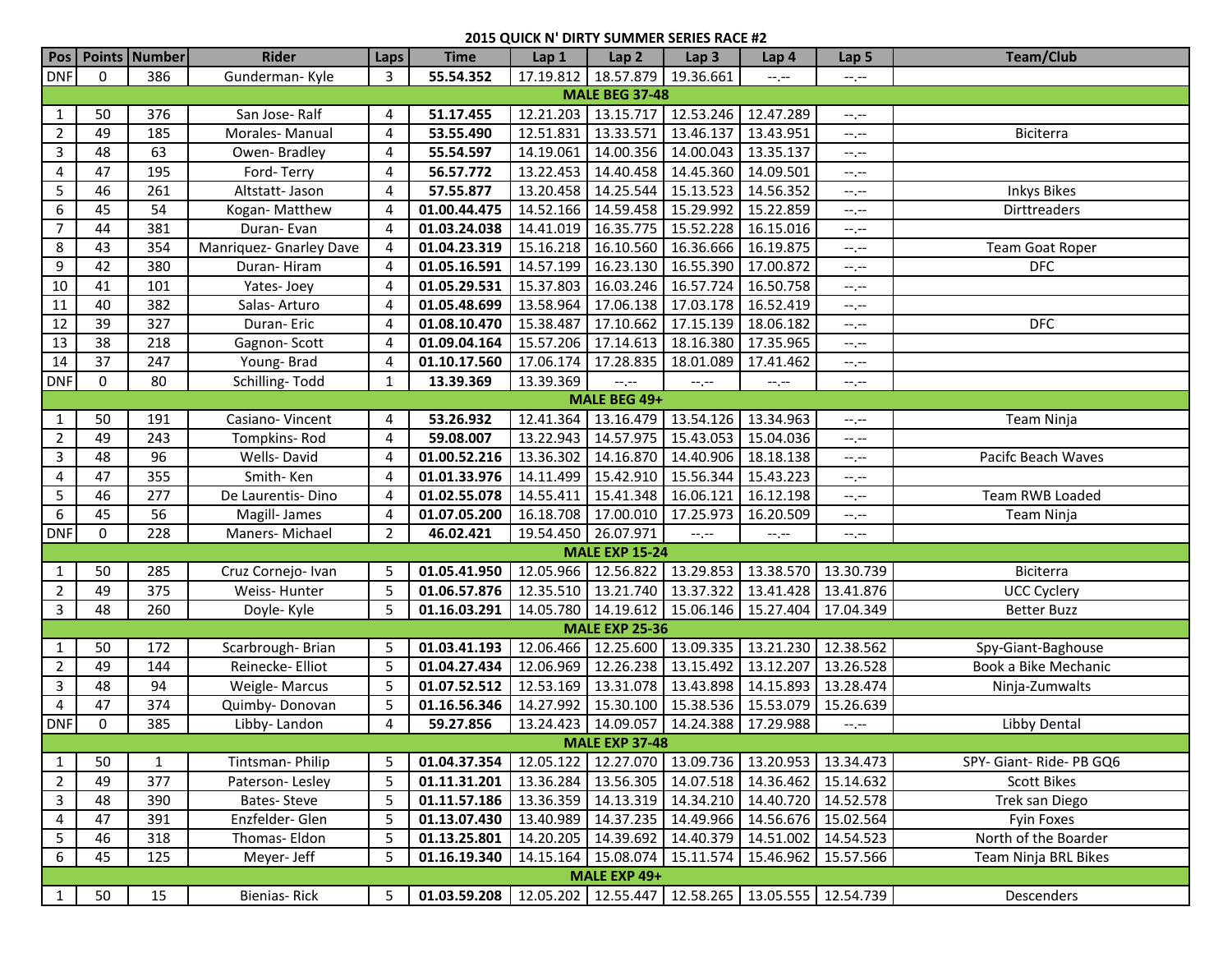**2015 QUICK N' DIRTY SUMMER SERIES RACE #2**

| Pos | Points | Number | Rider | Laps | Time | Lap 1 | Lap 2 | Lap 3 | Lap 4 | Lap 5 | Team/Club |
|---|---|---|---|---|---|---|---|---|---|---|---|
| DNF | 0 | 386 | Gunderman- Kyle | 3 | **55.54.352** | 17.19.812 | 18.57.879 | 19.36.661 | --.-- | --.-- | |
| **MALE BEG 37-48** | | | | | | | | | | | |
| 1 | 50 | 376 | San Jose- Ralf | 4 | **51.17.455** | 12.21.203 | 13.15.717 | 12.53.246 | 12.47.289 | --.-- | |
| 2 | 49 | 185 | Morales- Manual | 4 | **53.55.490** | 12.51.831 | 13.33.571 | 13.46.137 | 13.43.951 | --.-- | Biciterra |
| 3 | 48 | 63 | Owen- Bradley | 4 | **55.54.597** | 14.19.061 | 14.00.356 | 14.00.043 | 13.35.137 | --.-- | |
| 4 | 47 | 195 | Ford- Terry | 4 | **56.57.772** | 13.22.453 | 14.40.458 | 14.45.360 | 14.09.501 | --.-- | |
| 5 | 46 | 261 | Altstatt- Jason | 4 | **57.55.877** | 13.20.458 | 14.25.544 | 15.13.523 | 14.56.352 | --.-- | Inkys Bikes |
| 6 | 45 | 54 | Kogan- Matthew | 4 | **01.00.44.475** | 14.52.166 | 14.59.458 | 15.29.992 | 15.22.859 | --.-- | Dirttreaders |
| 7 | 44 | 381 | Duran- Evan | 4 | **01.03.24.038** | 14.41.019 | 16.35.775 | 15.52.228 | 16.15.016 | --.-- | |
| 8 | 43 | 354 | Manriquez- Gnarley Dave | 4 | **01.04.23.319** | 15.16.218 | 16.10.560 | 16.36.666 | 16.19.875 | --.-- | Team Goat Roper |
| 9 | 42 | 380 | Duran- Hiram | 4 | **01.05.16.591** | 14.57.199 | 16.23.130 | 16.55.390 | 17.00.872 | --.-- | DFC |
| 10 | 41 | 101 | Yates- Joey | 4 | **01.05.29.531** | 15.37.803 | 16.03.246 | 16.57.724 | 16.50.758 | --.-- | |
| 11 | 40 | 382 | Salas- Arturo | 4 | **01.05.48.699** | 13.58.964 | 17.06.138 | 17.03.178 | 16.52.419 | --.-- | |
| 12 | 39 | 327 | Duran- Eric | 4 | **01.08.10.470** | 15.38.487 | 17.10.662 | 17.15.139 | 18.06.182 | --.-- | DFC |
| 13 | 38 | 218 | Gagnon- Scott | 4 | **01.09.04.164** | 15.57.206 | 17.14.613 | 18.16.380 | 17.35.965 | --.-- | |
| 14 | 37 | 247 | Young- Brad | 4 | **01.10.17.560** | 17.06.174 | 17.28.835 | 18.01.089 | 17.41.462 | --.-- | |
| DNF | 0 | 80 | Schilling- Todd | 1 | **13.39.369** | 13.39.369 | --.-- | --.-- | --.-- | --.-- | |
| **MALE BEG 49+** | | | | | | | | | | | |
| 1 | 50 | 191 | Casiano- Vincent | 4 | **53.26.932** | 12.41.364 | 13.16.479 | 13.54.126 | 13.34.963 | --.-- | Team Ninja |
| 2 | 49 | 243 | Tompkins- Rod | 4 | **59.08.007** | 13.22.943 | 14.57.975 | 15.43.053 | 15.04.036 | --.-- | |
| 3 | 48 | 96 | Wells- David | 4 | **01.00.52.216** | 13.36.302 | 14.16.870 | 14.40.906 | 18.18.138 | --.-- | Pacifc Beach Waves |
| 4 | 47 | 355 | Smith- Ken | 4 | **01.01.33.976** | 14.11.499 | 15.42.910 | 15.56.344 | 15.43.223 | --.-- | |
| 5 | 46 | 277 | De Laurentis- Dino | 4 | **01.02.55.078** | 14.55.411 | 15.41.348 | 16.06.121 | 16.12.198 | --.-- | Team RWB Loaded |
| 6 | 45 | 56 | Magill- James | 4 | **01.07.05.200** | 16.18.708 | 17.00.010 | 17.25.973 | 16.20.509 | --.-- | Team Ninja |
| DNF | 0 | 228 | Maners- Michael | 2 | **46.02.421** | 19.54.450 | 26.07.971 | --.-- | --.-- | --.-- | |
| **MALE EXP 15-24** | | | | | | | | | | | |
| 1 | 50 | 285 | Cruz Cornejo- Ivan | 5 | **01.05.41.950** | 12.05.966 | 12.56.822 | 13.29.853 | 13.38.570 | 13.30.739 | Biciterra |
| 2 | 49 | 375 | Weiss- Hunter | 5 | **01.06.57.876** | 12.35.510 | 13.21.740 | 13.37.322 | 13.41.428 | 13.41.876 | UCC Cyclery |
| 3 | 48 | 260 | Doyle- Kyle | 5 | **01.16.03.291** | 14.05.780 | 14.19.612 | 15.06.146 | 15.27.404 | 17.04.349 | Better Buzz |
| **MALE EXP 25-36** | | | | | | | | | | | |
| 1 | 50 | 172 | Scarbrough- Brian | 5 | **01.03.41.193** | 12.06.466 | 12.25.600 | 13.09.335 | 13.21.230 | 12.38.562 | Spy-Giant-Baghouse |
| 2 | 49 | 144 | Reinecke- Elliot | 5 | **01.04.27.434** | 12.06.969 | 12.26.238 | 13.15.492 | 13.12.207 | 13.26.528 | Book a Bike Mechanic |
| 3 | 48 | 94 | Weigle- Marcus | 5 | **01.07.52.512** | 12.53.169 | 13.31.078 | 13.43.898 | 14.15.893 | 13.28.474 | Ninja-Zumwalts |
| 4 | 47 | 374 | Quimby- Donovan | 5 | **01.16.56.346** | 14.27.992 | 15.30.100 | 15.38.536 | 15.53.079 | 15.26.639 | |
| DNF | 0 | 385 | Libby- Landon | 4 | **59.27.856** | 13.24.423 | 14.09.057 | 14.24.388 | 17.29.988 | --.-- | Libby Dental |
| **MALE EXP 37-48** | | | | | | | | | | | |
| 1 | 50 | 1 | Tintsman- Philip | 5 | **01.04.37.354** | 12.05.122 | 12.27.070 | 13.09.736 | 13.20.953 | 13.34.473 | SPY- Giant- Ride- PB GQ6 |
| 2 | 49 | 377 | Paterson- Lesley | 5 | **01.11.31.201** | 13.36.284 | 13.56.305 | 14.07.518 | 14.36.462 | 15.14.632 | Scott Bikes |
| 3 | 48 | 390 | Bates- Steve | 5 | **01.11.57.186** | 13.36.359 | 14.13.319 | 14.34.210 | 14.40.720 | 14.52.578 | Trek san Diego |
| 4 | 47 | 391 | Enzfelder- Glen | 5 | **01.13.07.430** | 13.40.989 | 14.37.235 | 14.49.966 | 14.56.676 | 15.02.564 | Fyin Foxes |
| 5 | 46 | 318 | Thomas- Eldon | 5 | **01.13.25.801** | 14.20.205 | 14.39.692 | 14.40.379 | 14.51.002 | 14.54.523 | North of the Boarder |
| 6 | 45 | 125 | Meyer- Jeff | 5 | **01.16.19.340** | 14.15.164 | 15.08.074 | 15.11.574 | 15.46.962 | 15.57.566 | Team Ninja BRL Bikes |
| **MALE EXP 49+** | | | | | | | | | | | |
| 1 | 50 | 15 | Bienias- Rick | 5 | **01.03.59.208** | 12.05.202 | 12.55.447 | 12.58.265 | 13.05.555 | 12.54.739 | Descenders |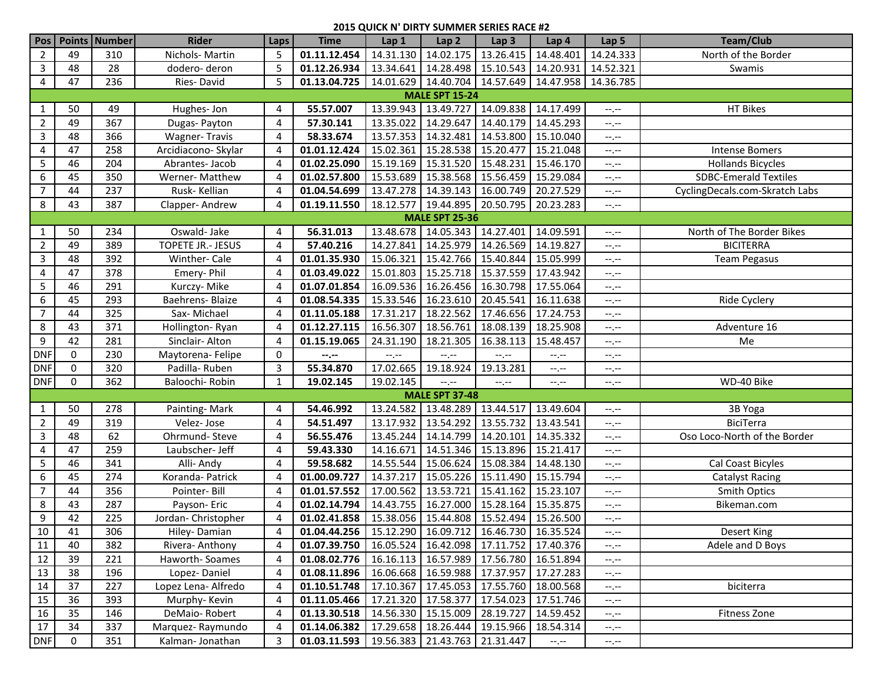## 2015 QUICK N' DIRTY SUMMER SERIES RACE #2

| Pos | Points | Number | Rider | Laps | Time | Lap 1 | Lap 2 | Lap 3 | Lap 4 | Lap 5 | Team/Club |
|---|---|---|---|---|---|---|---|---|---|---|---|
| 2 | 49 | 310 | Nichols- Martin | 5 | **01.11.12.454** | 14.31.130 | 14.02.175 | 13.26.415 | 14.48.401 | 14.24.333 | North of the Border |
| 3 | 48 | 28 | dodero- deron | 5 | **01.12.26.934** | 13.34.641 | 14.28.498 | 15.10.543 | 14.20.931 | 14.52.321 | Swamis |
| 4 | 47 | 236 | Ries- David | 5 | **01.13.04.725** | 14.01.629 | 14.40.704 | 14.57.649 | 14.47.958 | 14.36.785 | |
| | | | | | **MALE SPT 15-24** | | | | | | |
| 1 | 50 | 49 | Hughes- Jon | 4 | **55.57.007** | 13.39.943 | 13.49.727 | 14.09.838 | 14.17.499 | --.-- | HT Bikes |
| 2 | 49 | 367 | Dugas- Payton | 4 | **57.30.141** | 13.35.022 | 14.29.647 | 14.40.179 | 14.45.293 | --.-- | |
| 3 | 48 | 366 | Wagner- Travis | 4 | **58.33.674** | 13.57.353 | 14.32.481 | 14.53.800 | 15.10.040 | --.-- | |
| 4 | 47 | 258 | Arcidiacono- Skylar | 4 | **01.01.12.424** | 15.02.361 | 15.28.538 | 15.20.477 | 15.21.048 | --.-- | Intense Bomers |
| 5 | 46 | 204 | Abrantes- Jacob | 4 | **01.02.25.090** | 15.19.169 | 15.31.520 | 15.48.231 | 15.46.170 | --.-- | Hollands Bicycles |
| 6 | 45 | 350 | Werner- Matthew | 4 | **01.02.57.800** | 15.53.689 | 15.38.568 | 15.56.459 | 15.29.084 | --.-- | SDBC-Emerald Textiles |
| 7 | 44 | 237 | Rusk- Kellian | 4 | **01.04.54.699** | 13.47.278 | 14.39.143 | 16.00.749 | 20.27.529 | --.-- | CyclingDecals.com-Skratch Labs |
| 8 | 43 | 387 | Clapper- Andrew | 4 | **01.19.11.550** | 18.12.577 | 19.44.895 | 20.50.795 | 20.23.283 | --.-- | |
| | | | | | **MALE SPT 25-36** | | | | | | |
| 1 | 50 | 234 | Oswald- Jake | 4 | **56.31.013** | 13.48.678 | 14.05.343 | 14.27.401 | 14.09.591 | --.-- | North of The Border Bikes |
| 2 | 49 | 389 | TOPETE JR.- JESUS | 4 | **57.40.216** | 14.27.841 | 14.25.979 | 14.26.569 | 14.19.827 | --.-- | BICITERRA |
| 3 | 48 | 392 | Winther- Cale | 4 | **01.01.35.930** | 15.06.321 | 15.42.766 | 15.40.844 | 15.05.999 | --.-- | Team Pegasus |
| 4 | 47 | 378 | Emery- Phil | 4 | **01.03.49.022** | 15.01.803 | 15.25.718 | 15.37.559 | 17.43.942 | --.-- | |
| 5 | 46 | 291 | Kurczy- Mike | 4 | **01.07.01.854** | 16.09.536 | 16.26.456 | 16.30.798 | 17.55.064 | --.-- | |
| 6 | 45 | 293 | Baehrens- Blaize | 4 | **01.08.54.335** | 15.33.546 | 16.23.610 | 20.45.541 | 16.11.638 | --.-- | Ride Cyclery |
| 7 | 44 | 325 | Sax- Michael | 4 | **01.11.05.188** | 17.31.217 | 18.22.562 | 17.46.656 | 17.24.753 | --.-- | |
| 8 | 43 | 371 | Hollington- Ryan | 4 | **01.12.27.115** | 16.56.307 | 18.56.761 | 18.08.139 | 18.25.908 | --.-- | Adventure 16 |
| 9 | 42 | 281 | Sinclair- Alton | 4 | **01.15.19.065** | 24.31.190 | 18.21.305 | 16.38.113 | 15.48.457 | --.-- | Me |
| DNF | 0 | 230 | Maytorena- Felipe | 0 | **--.--** | --.-- | --.-- | --.-- | --.-- | --.-- | |
| DNF | 0 | 320 | Padilla- Ruben | 3 | **55.34.870** | 17.02.665 | 19.18.924 | 19.13.281 | --.-- | --.-- | |
| DNF | 0 | 362 | Baloochi- Robin | 1 | **19.02.145** | 19.02.145 | --.-- | --.-- | --.-- | --.-- | WD-40 Bike |
| | | | | | **MALE SPT 37-48** | | | | | | |
| 1 | 50 | 278 | Painting- Mark | 4 | **54.46.992** | 13.24.582 | 13.48.289 | 13.44.517 | 13.49.604 | --.-- | 3B Yoga |
| 2 | 49 | 319 | Velez- Jose | 4 | **54.51.497** | 13.17.932 | 13.54.292 | 13.55.732 | 13.43.541 | --.-- | BiciTerra |
| 3 | 48 | 62 | Ohrmund- Steve | 4 | **56.55.476** | 13.45.244 | 14.14.799 | 14.20.101 | 14.35.332 | --.-- | Oso Loco-North of the Border |
| 4 | 47 | 259 | Laubscher- Jeff | 4 | **59.43.330** | 14.16.671 | 14.51.346 | 15.13.896 | 15.21.417 | --.-- | |
| 5 | 46 | 341 | Alli- Andy | 4 | **59.58.682** | 14.55.544 | 15.06.624 | 15.08.384 | 14.48.130 | --.-- | Cal Coast Bicyles |
| 6 | 45 | 274 | Koranda- Patrick | 4 | **01.00.09.727** | 14.37.217 | 15.05.226 | 15.11.490 | 15.15.794 | --.-- | Catalyst Racing |
| 7 | 44 | 356 | Pointer- Bill | 4 | **01.01.57.552** | 17.00.562 | 13.53.721 | 15.41.162 | 15.23.107 | --.-- | Smith Optics |
| 8 | 43 | 287 | Payson- Eric | 4 | **01.02.14.794** | 14.43.755 | 16.27.000 | 15.28.164 | 15.35.875 | --.-- | Bikeman.com |
| 9 | 42 | 225 | Jordan- Christopher | 4 | **01.02.41.858** | 15.38.056 | 15.44.808 | 15.52.494 | 15.26.500 | --.-- | |
| 10 | 41 | 306 | Hiley- Damian | 4 | **01.04.44.256** | 15.12.290 | 16.09.712 | 16.46.730 | 16.35.524 | --.-- | Desert King |
| 11 | 40 | 382 | Rivera- Anthony | 4 | **01.07.39.750** | 16.05.524 | 16.42.098 | 17.11.752 | 17.40.376 | --.-- | Adele and D Boys |
| 12 | 39 | 221 | Haworth- Soames | 4 | **01.08.02.776** | 16.16.113 | 16.57.989 | 17.56.780 | 16.51.894 | --.-- | |
| 13 | 38 | 196 | Lopez- Daniel | 4 | **01.08.11.896** | 16.06.668 | 16.59.988 | 17.37.957 | 17.27.283 | --.-- | |
| 14 | 37 | 227 | Lopez Lena- Alfredo | 4 | **01.10.51.748** | 17.10.367 | 17.45.053 | 17.55.760 | 18.00.568 | --.-- | biciterra |
| 15 | 36 | 393 | Murphy- Kevin | 4 | **01.11.05.466** | 17.21.320 | 17.58.377 | 17.54.023 | 17.51.746 | --.-- | |
| 16 | 35 | 146 | DeMaio- Robert | 4 | **01.13.30.518** | 14.56.330 | 15.15.009 | 28.19.727 | 14.59.452 | --.-- | Fitness Zone |
| 17 | 34 | 337 | Marquez- Raymundo | 4 | **01.14.06.382** | 17.29.658 | 18.26.444 | 19.15.966 | 18.54.314 | --.-- | |
| DNF | 0 | 351 | Kalman- Jonathan | 3 | **01.03.11.593** | 19.56.383 | 21.43.763 | 21.31.447 | --.-- | --.-- | |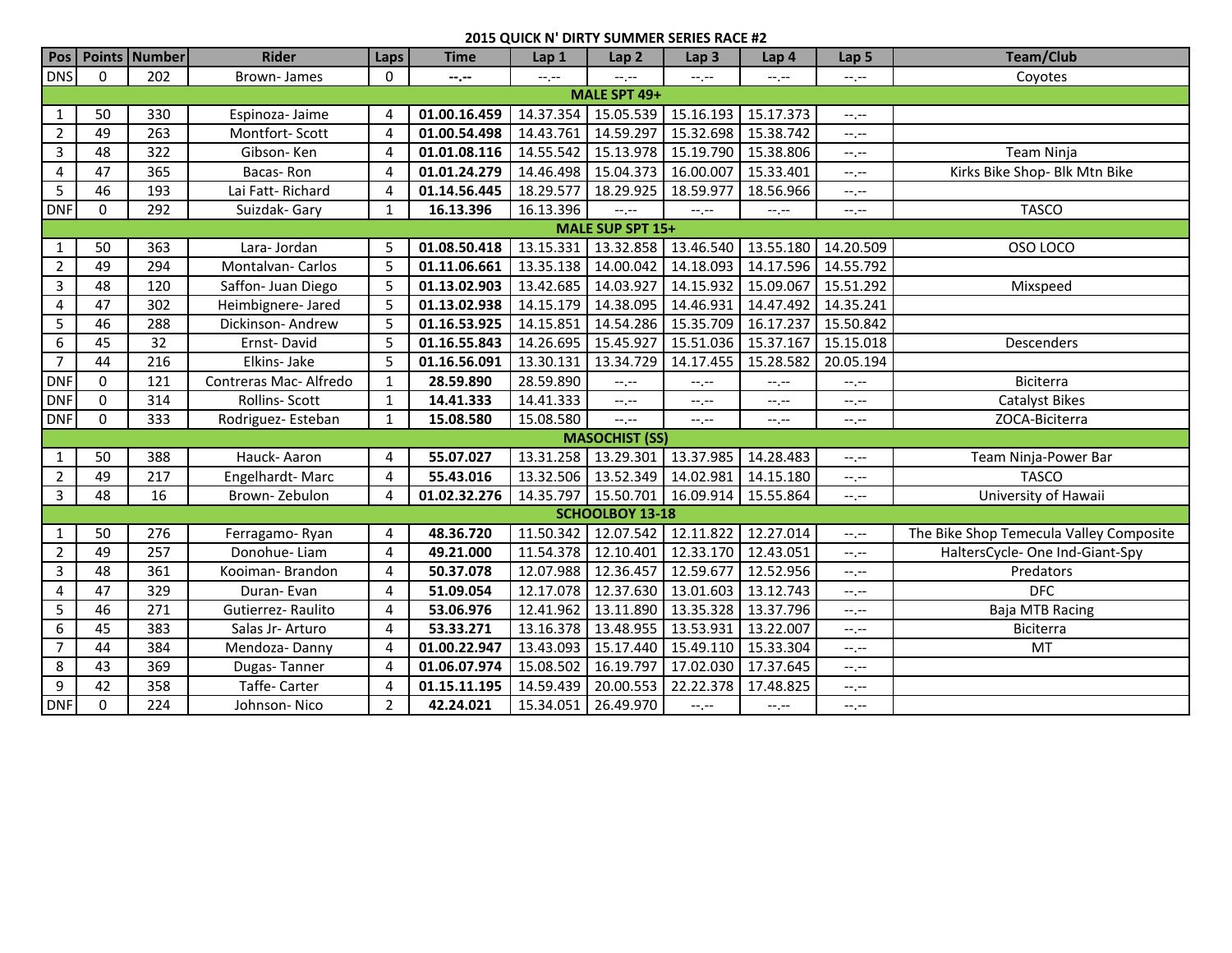## 2015 QUICK N' DIRTY SUMMER SERIES RACE #2

| Pos | Points | Number | Rider | Laps | Time | Lap 1 | Lap 2 | Lap 3 | Lap 4 | Lap 5 | Team/Club |
|---|---|---|---|---|---|---|---|---|---|---|---|
| DNS | 0 | 202 | Brown- James | 0 | **--.--** | --.-- | --.-- | --.-- | --.-- | --.-- | Coyotes |
| **MALE SPT 49+** | | | | | | | | | | | |
| 1 | 50 | 330 | Espinoza- Jaime | 4 | **01.00.16.459** | 14.37.354 | 15.05.539 | 15.16.193 | 15.17.373 | --.-- | |
| 2 | 49 | 263 | Montfort- Scott | 4 | **01.00.54.498** | 14.43.761 | 14.59.297 | 15.32.698 | 15.38.742 | --.-- | |
| 3 | 48 | 322 | Gibson- Ken | 4 | **01.01.08.116** | 14.55.542 | 15.13.978 | 15.19.790 | 15.38.806 | --.-- | Team Ninja |
| 4 | 47 | 365 | Bacas- Ron | 4 | **01.01.24.279** | 14.46.498 | 15.04.373 | 16.00.007 | 15.33.401 | --.-- | Kirks Bike Shop- Blk Mtn Bike |
| 5 | 46 | 193 | Lai Fatt- Richard | 4 | **01.14.56.445** | 18.29.577 | 18.29.925 | 18.59.977 | 18.56.966 | --.-- | |
| DNF | 0 | 292 | Suizdak- Gary | 1 | **16.13.396** | 16.13.396 | --.-- | --.-- | --.-- | --.-- | TASCO |
| **MALE SUP SPT 15+** | | | | | | | | | | | |
| 1 | 50 | 363 | Lara- Jordan | 5 | **01.08.50.418** | 13.15.331 | 13.32.858 | 13.46.540 | 13.55.180 | 14.20.509 | OSO LOCO |
| 2 | 49 | 294 | Montalvan- Carlos | 5 | **01.11.06.661** | 13.35.138 | 14.00.042 | 14.18.093 | 14.17.596 | 14.55.792 | |
| 3 | 48 | 120 | Saffon- Juan Diego | 5 | **01.13.02.903** | 13.42.685 | 14.03.927 | 14.15.932 | 15.09.067 | 15.51.292 | Mixspeed |
| 4 | 47 | 302 | Heimbignere- Jared | 5 | **01.13.02.938** | 14.15.179 | 14.38.095 | 14.46.931 | 14.47.492 | 14.35.241 | |
| 5 | 46 | 288 | Dickinson- Andrew | 5 | **01.16.53.925** | 14.15.851 | 14.54.286 | 15.35.709 | 16.17.237 | 15.50.842 | |
| 6 | 45 | 32 | Ernst- David | 5 | **01.16.55.843** | 14.26.695 | 15.45.927 | 15.51.036 | 15.37.167 | 15.15.018 | Descenders |
| 7 | 44 | 216 | Elkins- Jake | 5 | **01.16.56.091** | 13.30.131 | 13.34.729 | 14.17.455 | 15.28.582 | 20.05.194 | |
| DNF | 0 | 121 | Contreras Mac- Alfredo | 1 | **28.59.890** | 28.59.890 | --.-- | --.-- | --.-- | --.-- | Biciterra |
| DNF | 0 | 314 | Rollins- Scott | 1 | **14.41.333** | 14.41.333 | --.-- | --.-- | --.-- | --.-- | Catalyst Bikes |
| DNF | 0 | 333 | Rodriguez- Esteban | 1 | **15.08.580** | 15.08.580 | --.-- | --.-- | --.-- | --.-- | ZOCA-Biciterra |
| **MASOCHIST (SS)** | | | | | | | | | | | |
| 1 | 50 | 388 | Hauck- Aaron | 4 | **55.07.027** | 13.31.258 | 13.29.301 | 13.37.985 | 14.28.483 | --.-- | Team Ninja-Power Bar |
| 2 | 49 | 217 | Engelhardt- Marc | 4 | **55.43.016** | 13.32.506 | 13.52.349 | 14.02.981 | 14.15.180 | --.-- | TASCO |
| 3 | 48 | 16 | Brown- Zebulon | 4 | **01.02.32.276** | 14.35.797 | 15.50.701 | 16.09.914 | 15.55.864 | --.-- | University of Hawaii |
| **SCHOOLBOY 13-18** | | | | | | | | | | | |
| 1 | 50 | 276 | Ferragamo- Ryan | 4 | **48.36.720** | 11.50.342 | 12.07.542 | 12.11.822 | 12.27.014 | --.-- | The Bike Shop Temecula Valley Composite |
| 2 | 49 | 257 | Donohue- Liam | 4 | **49.21.000** | 11.54.378 | 12.10.401 | 12.33.170 | 12.43.051 | --.-- | HaltersCycle- One Ind-Giant-Spy |
| 3 | 48 | 361 | Kooiman- Brandon | 4 | **50.37.078** | 12.07.988 | 12.36.457 | 12.59.677 | 12.52.956 | --.-- | Predators |
| 4 | 47 | 329 | Duran- Evan | 4 | **51.09.054** | 12.17.078 | 12.37.630 | 13.01.603 | 13.12.743 | --.-- | DFC |
| 5 | 46 | 271 | Gutierrez- Raulito | 4 | **53.06.976** | 12.41.962 | 13.11.890 | 13.35.328 | 13.37.796 | --.-- | Baja MTB Racing |
| 6 | 45 | 383 | Salas Jr- Arturo | 4 | **53.33.271** | 13.16.378 | 13.48.955 | 13.53.931 | 13.22.007 | --.-- | Biciterra |
| 7 | 44 | 384 | Mendoza- Danny | 4 | **01.00.22.947** | 13.43.093 | 15.17.440 | 15.49.110 | 15.33.304 | --.-- | MT |
| 8 | 43 | 369 | Dugas- Tanner | 4 | **01.06.07.974** | 15.08.502 | 16.19.797 | 17.02.030 | 17.37.645 | --.-- | |
| 9 | 42 | 358 | Taffe- Carter | 4 | **01.15.11.195** | 14.59.439 | 20.00.553 | 22.22.378 | 17.48.825 | --.-- | |
| DNF | 0 | 224 | Johnson- Nico | 2 | **42.24.021** | 15.34.051 | 26.49.970 | --.-- | --.-- | --.-- | |